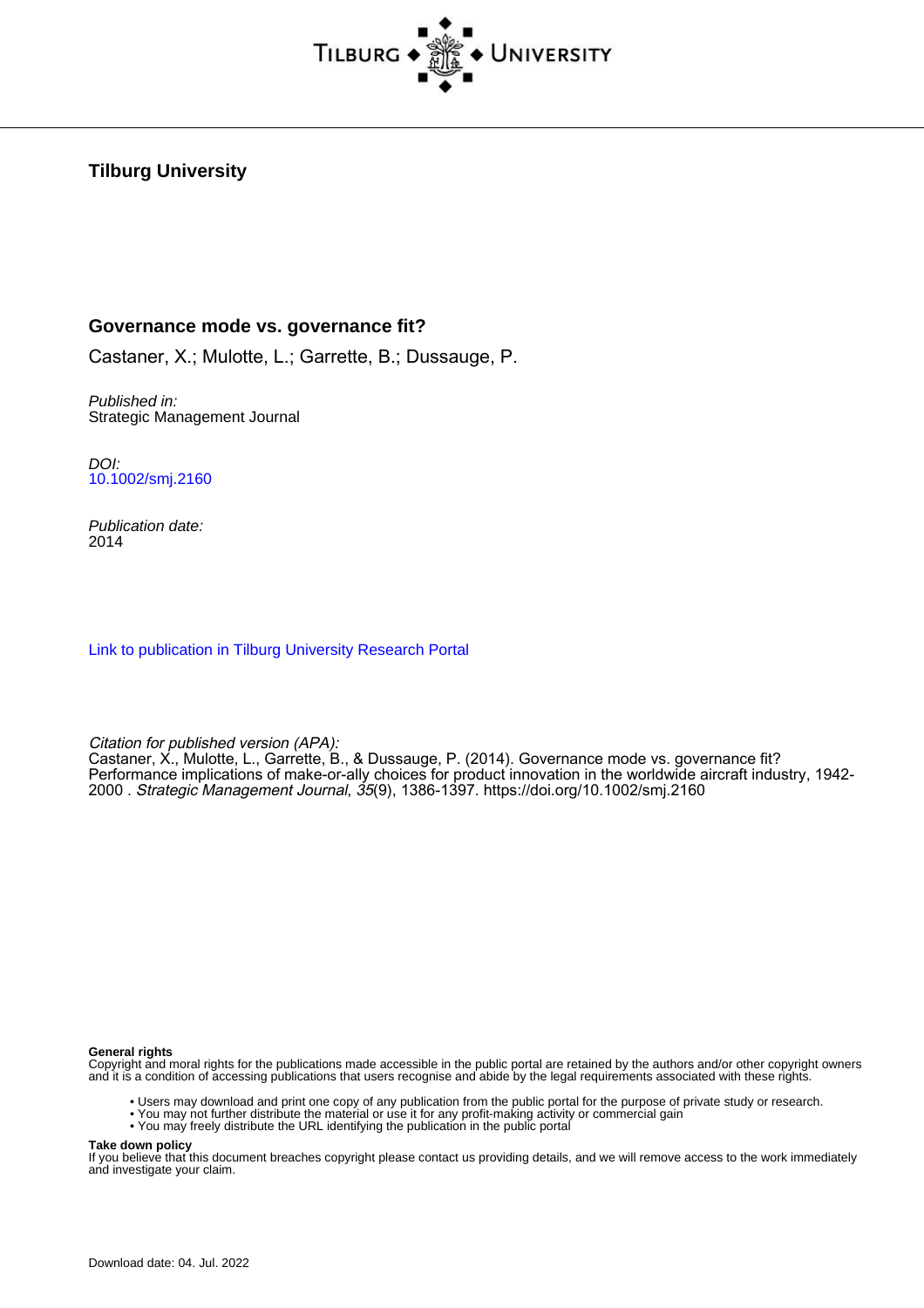**Tilburg University**

**Governance mode vs. governance fit?**

Castaner, X.; Mulotte, L.; Garrette, B.; Dussauge, P.

*Published in:*
Strategic Management Journal

*DOI:*
10.1002/smj.2160

*Publication date:*
2014

Link to publication in Tilburg University Research Portal

*Citation for published version (APA):*
Castaner, X., Mulotte, L., Garrette, B., & Dussauge, P. (2014). Governance mode vs. governance fit? Performance implications of make-or-ally choices for product innovation in the worldwide aircraft industry, 1942-2000 . *Strategic Management Journal*, *35*(9), 1386-1397. https://doi.org/10.1002/smj.2160

**General rights**
Copyright and moral rights for the publications made accessible in the public portal are retained by the authors and/or other copyright owners and it is a condition of accessing publications that users recognise and abide by the legal requirements associated with these rights.

- Users may download and print one copy of any publication from the public portal for the purpose of private study or research.
- You may not further distribute the material or use it for any profit-making activity or commercial gain
- You may freely distribute the URL identifying the publication in the public portal

**Take down policy**
If you believe that this document breaches copyright please contact us providing details, and we will remove access to the work immediately and investigate your claim.

Download date: 04. Jul. 2022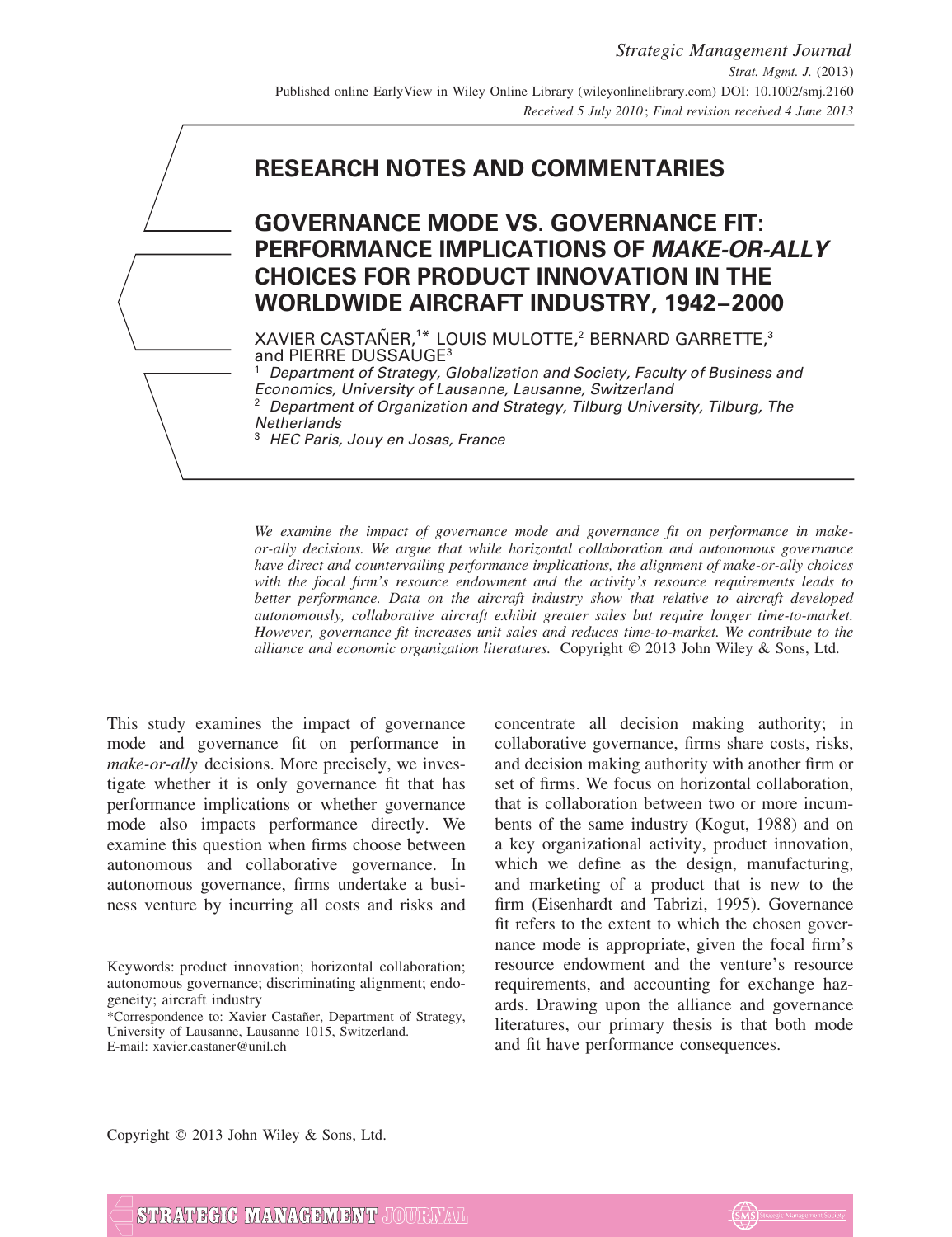# RESEARCH NOTES AND COMMENTARIES

# GOVERNANCE MODE VS. GOVERNANCE FIT: PERFORMANCE IMPLICATIONS OF *MAKE-OR-ALLY* CHOICES FOR PRODUCT INNOVATION IN THE WORLDWIDE AIRCRAFT INDUSTRY, 1942–2000

XAVIER CASTAÑER,[1]* LOUIS MULOTTE,[2] BERNARD GARRETTE,[3] and PIERRE DUSSAUGE[3]

[1] *Department of Strategy, Globalization and Society, Faculty of Business and Economics, University of Lausanne, Lausanne, Switzerland*

[2] *Department of Organization and Strategy, Tilburg University, Tilburg, The Netherlands*

[3] *HEC Paris, Jouy en Josas, France*

*We examine the impact of governance mode and governance fit on performance in make-or-ally decisions. We argue that while horizontal collaboration and autonomous governance have direct and countervailing performance implications, the alignment of make-or-ally choices with the focal firm's resource endowment and the activity's resource requirements leads to better performance. Data on the aircraft industry show that relative to aircraft developed autonomously, collaborative aircraft exhibit greater sales but require longer time-to-market. However, governance fit increases unit sales and reduces time-to-market. We contribute to the alliance and economic organization literatures.* Copyright © 2013 John Wiley & Sons, Ltd.

This study examines the impact of governance mode and governance fit on performance in *make-or-ally* decisions. More precisely, we investigate whether it is only governance fit that has performance implications or whether governance mode also impacts performance directly. We examine this question when firms choose between autonomous and collaborative governance. In autonomous governance, firms undertake a business venture by incurring all costs and risks and concentrate all decision making authority; in collaborative governance, firms share costs, risks, and decision making authority with another firm or set of firms. We focus on horizontal collaboration, that is collaboration between two or more incumbents of the same industry (Kogut, 1988) and on a key organizational activity, product innovation, which we define as the design, manufacturing, and marketing of a product that is new to the firm (Eisenhardt and Tabrizi, 1995). Governance fit refers to the extent to which the chosen governance mode is appropriate, given the focal firm's resource endowment and the venture's resource requirements, and accounting for exchange hazards. Drawing upon the alliance and governance literatures, our primary thesis is that both mode and fit have performance consequences.

Keywords: product innovation; horizontal collaboration; autonomous governance; discriminating alignment; endogeneity; aircraft industry

*Correspondence to: Xavier Castañer, Department of Strategy, University of Lausanne, Lausanne 1015, Switzerland. E-mail: xavier.castaner@unil.ch

Copyright © 2013 John Wiley & Sons, Ltd.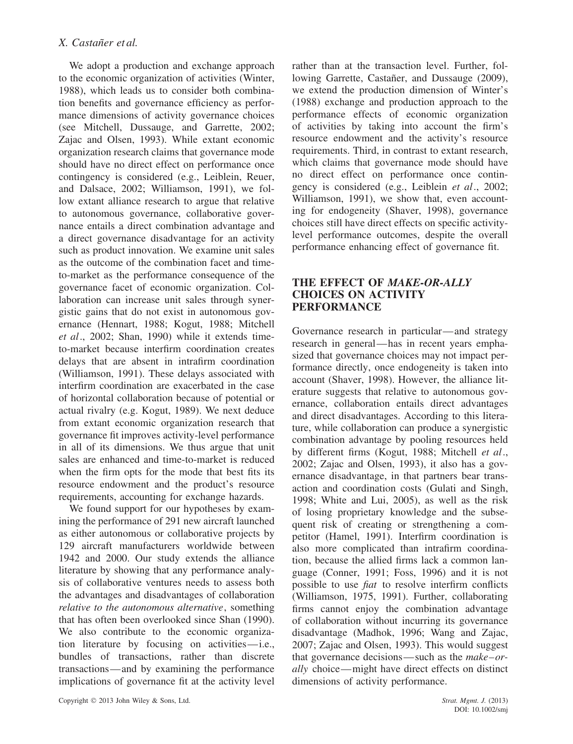We adopt a production and exchange approach to the economic organization of activities (Winter, 1988), which leads us to consider both combination benefits and governance efficiency as performance dimensions of activity governance choices (see Mitchell, Dussauge, and Garrette, 2002; Zajac and Olsen, 1993). While extant economic organization research claims that governance mode should have no direct effect on performance once contingency is considered (e.g., Leiblein, Reuer, and Dalsace, 2002; Williamson, 1991), we follow extant alliance research to argue that relative to autonomous governance, collaborative governance entails a direct combination advantage and a direct governance disadvantage for an activity such as product innovation. We examine unit sales as the outcome of the combination facet and time-to-market as the performance consequence of the governance facet of economic organization. Collaboration can increase unit sales through synergistic gains that do not exist in autonomous governance (Hennart, 1988; Kogut, 1988; Mitchell *et al*., 2002; Shan, 1990) while it extends time-to-market because interfirm coordination creates delays that are absent in intrafirm coordination (Williamson, 1991). These delays associated with interfirm coordination are exacerbated in the case of horizontal collaboration because of potential or actual rivalry (e.g. Kogut, 1989). We next deduce from extant economic organization research that governance fit improves activity-level performance in all of its dimensions. We thus argue that unit sales are enhanced and time-to-market is reduced when the firm opts for the mode that best fits its resource endowment and the product's resource requirements, accounting for exchange hazards.

We found support for our hypotheses by examining the performance of 291 new aircraft launched as either autonomous or collaborative projects by 129 aircraft manufacturers worldwide between 1942 and 2000. Our study extends the alliance literature by showing that any performance analysis of collaborative ventures needs to assess both the advantages and disadvantages of collaboration *relative to the autonomous alternative*, something that has often been overlooked since Shan (1990). We also contribute to the economic organization literature by focusing on activities—i.e., bundles of transactions, rather than discrete transactions—and by examining the performance implications of governance fit at the activity level rather than at the transaction level. Further, following Garrette, Castañer, and Dussauge (2009), we extend the production dimension of Winter's (1988) exchange and production approach to the performance effects of economic organization of activities by taking into account the firm's resource endowment and the activity's resource requirements. Third, in contrast to extant research, which claims that governance mode should have no direct effect on performance once contingency is considered (e.g., Leiblein *et al*., 2002; Williamson, 1991), we show that, even accounting for endogeneity (Shaver, 1998), governance choices still have direct effects on specific activity-level performance outcomes, despite the overall performance enhancing effect of governance fit.

## THE EFFECT OF *MAKE-OR-ALLY* CHOICES ON ACTIVITY PERFORMANCE

Governance research in particular—and strategy research in general—has in recent years emphasized that governance choices may not impact performance directly, once endogeneity is taken into account (Shaver, 1998). However, the alliance literature suggests that relative to autonomous governance, collaboration entails direct advantages and direct disadvantages. According to this literature, while collaboration can produce a synergistic combination advantage by pooling resources held by different firms (Kogut, 1988; Mitchell *et al*., 2002; Zajac and Olsen, 1993), it also has a governance disadvantage, in that partners bear transaction and coordination costs (Gulati and Singh, 1998; White and Lui, 2005), as well as the risk of losing proprietary knowledge and the subsequent risk of creating or strengthening a competitor (Hamel, 1991). Interfirm coordination is also more complicated than intrafirm coordination, because the allied firms lack a common language (Conner, 1991; Foss, 1996) and it is not possible to use *fiat* to resolve interfirm conflicts (Williamson, 1975, 1991). Further, collaborating firms cannot enjoy the combination advantage of collaboration without incurring its governance disadvantage (Madhok, 1996; Wang and Zajac, 2007; Zajac and Olsen, 1993). This would suggest that governance decisions—such as the *make–or-ally* choice—might have direct effects on distinct dimensions of activity performance.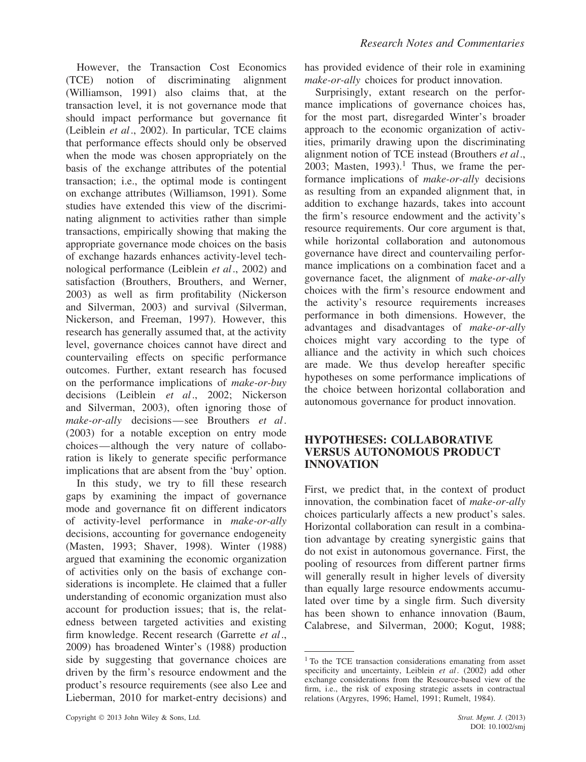However, the Transaction Cost Economics (TCE) notion of discriminating alignment (Williamson, 1991) also claims that, at the transaction level, it is not governance mode that should impact performance but governance fit (Leiblein *et al*., 2002). In particular, TCE claims that performance effects should only be observed when the mode was chosen appropriately on the basis of the exchange attributes of the potential transaction; i.e., the optimal mode is contingent on exchange attributes (Williamson, 1991). Some studies have extended this view of the discriminating alignment to activities rather than simple transactions, empirically showing that making the appropriate governance mode choices on the basis of exchange hazards enhances activity-level technological performance (Leiblein *et al*., 2002) and satisfaction (Brouthers, Brouthers, and Werner, 2003) as well as firm profitability (Nickerson and Silverman, 2003) and survival (Silverman, Nickerson, and Freeman, 1997). However, this research has generally assumed that, at the activity level, governance choices cannot have direct and countervailing effects on specific performance outcomes. Further, extant research has focused on the performance implications of *make-or-buy* decisions (Leiblein *et al*., 2002; Nickerson and Silverman, 2003), often ignoring those of *make-or-ally* decisions—see Brouthers *et al*. (2003) for a notable exception on entry mode choices—although the very nature of collaboration is likely to generate specific performance implications that are absent from the 'buy' option.

In this study, we try to fill these research gaps by examining the impact of governance mode and governance fit on different indicators of activity-level performance in *make-or-ally* decisions, accounting for governance endogeneity (Masten, 1993; Shaver, 1998). Winter (1988) argued that examining the economic organization of activities only on the basis of exchange considerations is incomplete. He claimed that a fuller understanding of economic organization must also account for production issues; that is, the relatedness between targeted activities and existing firm knowledge. Recent research (Garrette *et al*., 2009) has broadened Winter's (1988) production side by suggesting that governance choices are driven by the firm's resource endowment and the product's resource requirements (see also Lee and Lieberman, 2010 for market-entry decisions) and has provided evidence of their role in examining *make-or-ally* choices for product innovation.

Surprisingly, extant research on the performance implications of governance choices has, for the most part, disregarded Winter's broader approach to the economic organization of activities, primarily drawing upon the discriminating alignment notion of TCE instead (Brouthers *et al*., 2003; Masten, 1993).[1] Thus, we frame the performance implications of *make-or-ally* decisions as resulting from an expanded alignment that, in addition to exchange hazards, takes into account the firm's resource endowment and the activity's resource requirements. Our core argument is that, while horizontal collaboration and autonomous governance have direct and countervailing performance implications on a combination facet and a governance facet, the alignment of *make-or-ally* choices with the firm's resource endowment and the activity's resource requirements increases performance in both dimensions. However, the advantages and disadvantages of *make-or-ally* choices might vary according to the type of alliance and the activity in which such choices are made. We thus develop hereafter specific hypotheses on some performance implications of the choice between horizontal collaboration and autonomous governance for product innovation.

## HYPOTHESES: COLLABORATIVE VERSUS AUTONOMOUS PRODUCT INNOVATION

First, we predict that, in the context of product innovation, the combination facet of *make-or-ally* choices particularly affects a new product's sales. Horizontal collaboration can result in a combination advantage by creating synergistic gains that do not exist in autonomous governance. First, the pooling of resources from different partner firms will generally result in higher levels of diversity than equally large resource endowments accumulated over time by a single firm. Such diversity has been shown to enhance innovation (Baum, Calabrese, and Silverman, 2000; Kogut, 1988;

[1] To the TCE transaction considerations emanating from asset specificity and uncertainty, Leiblein *et al*. (2002) add other exchange considerations from the Resource-based view of the firm, i.e., the risk of exposing strategic assets in contractual relations (Argyres, 1996; Hamel, 1991; Rumelt, 1984).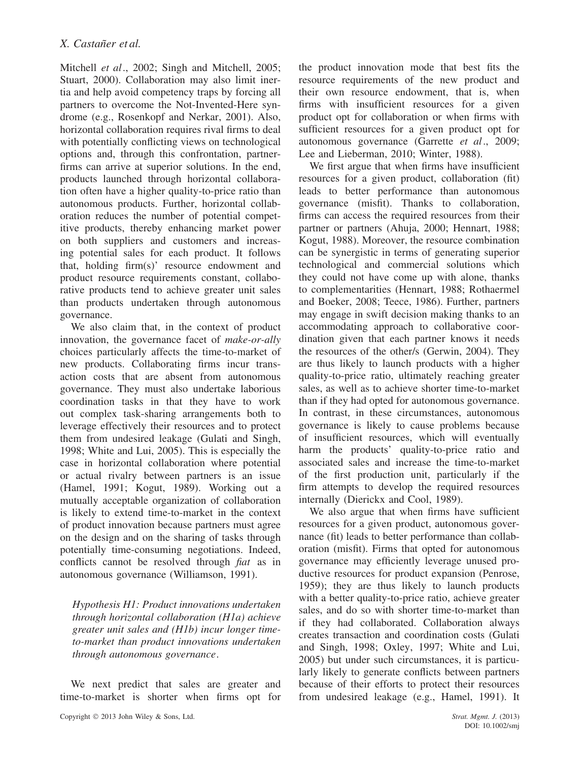Mitchell *et al*., 2002; Singh and Mitchell, 2005; Stuart, 2000). Collaboration may also limit inertia and help avoid competency traps by forcing all partners to overcome the Not-Invented-Here syndrome (e.g., Rosenkopf and Nerkar, 2001). Also, horizontal collaboration requires rival firms to deal with potentially conflicting views on technological options and, through this confrontation, partner-firms can arrive at superior solutions. In the end, products launched through horizontal collaboration often have a higher quality-to-price ratio than autonomous products. Further, horizontal collaboration reduces the number of potential competitive products, thereby enhancing market power on both suppliers and customers and increasing potential sales for each product. It follows that, holding firm(s)' resource endowment and product resource requirements constant, collaborative products tend to achieve greater unit sales than products undertaken through autonomous governance.

We also claim that, in the context of product innovation, the governance facet of *make-or-ally* choices particularly affects the time-to-market of new products. Collaborating firms incur transaction costs that are absent from autonomous governance. They must also undertake laborious coordination tasks in that they have to work out complex task-sharing arrangements both to leverage effectively their resources and to protect them from undesired leakage (Gulati and Singh, 1998; White and Lui, 2005). This is especially the case in horizontal collaboration where potential or actual rivalry between partners is an issue (Hamel, 1991; Kogut, 1989). Working out a mutually acceptable organization of collaboration is likely to extend time-to-market in the context of product innovation because partners must agree on the design and on the sharing of tasks through potentially time-consuming negotiations. Indeed, conflicts cannot be resolved through *fiat* as in autonomous governance (Williamson, 1991).

*Hypothesis H1: Product innovations undertaken through horizontal collaboration (H1a) achieve greater unit sales and (H1b) incur longer time-to-market than product innovations undertaken through autonomous governance*.

We next predict that sales are greater and time-to-market is shorter when firms opt for the product innovation mode that best fits the resource requirements of the new product and their own resource endowment, that is, when firms with insufficient resources for a given product opt for collaboration or when firms with sufficient resources for a given product opt for autonomous governance (Garrette *et al*., 2009; Lee and Lieberman, 2010; Winter, 1988).

We first argue that when firms have insufficient resources for a given product, collaboration (fit) leads to better performance than autonomous governance (misfit). Thanks to collaboration, firms can access the required resources from their partner or partners (Ahuja, 2000; Hennart, 1988; Kogut, 1988). Moreover, the resource combination can be synergistic in terms of generating superior technological and commercial solutions which they could not have come up with alone, thanks to complementarities (Hennart, 1988; Rothaermel and Boeker, 2008; Teece, 1986). Further, partners may engage in swift decision making thanks to an accommodating approach to collaborative coordination given that each partner knows it needs the resources of the other/s (Gerwin, 2004). They are thus likely to launch products with a higher quality-to-price ratio, ultimately reaching greater sales, as well as to achieve shorter time-to-market than if they had opted for autonomous governance. In contrast, in these circumstances, autonomous governance is likely to cause problems because of insufficient resources, which will eventually harm the products' quality-to-price ratio and associated sales and increase the time-to-market of the first production unit, particularly if the firm attempts to develop the required resources internally (Dierickx and Cool, 1989).

We also argue that when firms have sufficient resources for a given product, autonomous governance (fit) leads to better performance than collaboration (misfit). Firms that opted for autonomous governance may efficiently leverage unused productive resources for product expansion (Penrose, 1959); they are thus likely to launch products with a better quality-to-price ratio, achieve greater sales, and do so with shorter time-to-market than if they had collaborated. Collaboration always creates transaction and coordination costs (Gulati and Singh, 1998; Oxley, 1997; White and Lui, 2005) but under such circumstances, it is particularly likely to generate conflicts between partners because of their efforts to protect their resources from undesired leakage (e.g., Hamel, 1991). It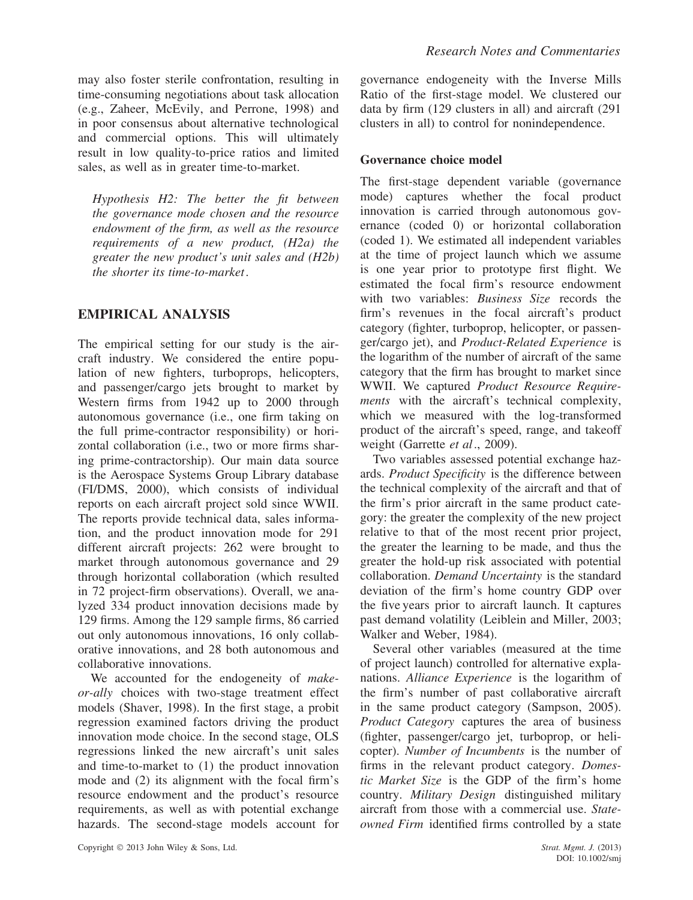may also foster sterile confrontation, resulting in time-consuming negotiations about task allocation (e.g., Zaheer, McEvily, and Perrone, 1998) and in poor consensus about alternative technological and commercial options. This will ultimately result in low quality-to-price ratios and limited sales, as well as in greater time-to-market.

*Hypothesis H2: The better the fit between the governance mode chosen and the resource endowment of the firm, as well as the resource requirements of a new product, (H2a) the greater the new product's unit sales and (H2b) the shorter its time-to-market.*

## EMPIRICAL ANALYSIS

The empirical setting for our study is the aircraft industry. We considered the entire population of new fighters, turboprops, helicopters, and passenger/cargo jets brought to market by Western firms from 1942 up to 2000 through autonomous governance (i.e., one firm taking on the full prime-contractor responsibility) or horizontal collaboration (i.e., two or more firms sharing prime-contractorship). Our main data source is the Aerospace Systems Group Library database (FI/DMS, 2000), which consists of individual reports on each aircraft project sold since WWII. The reports provide technical data, sales information, and the product innovation mode for 291 different aircraft projects: 262 were brought to market through autonomous governance and 29 through horizontal collaboration (which resulted in 72 project-firm observations). Overall, we analyzed 334 product innovation decisions made by 129 firms. Among the 129 sample firms, 86 carried out only autonomous innovations, 16 only collaborative innovations, and 28 both autonomous and collaborative innovations.

We accounted for the endogeneity of *make-or-ally* choices with two-stage treatment effect models (Shaver, 1998). In the first stage, a probit regression examined factors driving the product innovation mode choice. In the second stage, OLS regressions linked the new aircraft's unit sales and time-to-market to (1) the product innovation mode and (2) its alignment with the focal firm's resource endowment and the product's resource requirements, as well as with potential exchange hazards. The second-stage models account for governance endogeneity with the Inverse Mills Ratio of the first-stage model. We clustered our data by firm (129 clusters in all) and aircraft (291 clusters in all) to control for nonindependence.

### Governance choice model

The first-stage dependent variable (governance mode) captures whether the focal product innovation is carried through autonomous governance (coded 0) or horizontal collaboration (coded 1). We estimated all independent variables at the time of project launch which we assume is one year prior to prototype first flight. We estimated the focal firm's resource endowment with two variables: *Business Size* records the firm's revenues in the focal aircraft's product category (fighter, turboprop, helicopter, or passenger/cargo jet), and *Product-Related Experience* is the logarithm of the number of aircraft of the same category that the firm has brought to market since WWII. We captured *Product Resource Requirements* with the aircraft's technical complexity, which we measured with the log-transformed product of the aircraft's speed, range, and takeoff weight (Garrette *et al*., 2009).

Two variables assessed potential exchange hazards. *Product Specificity* is the difference between the technical complexity of the aircraft and that of the firm's prior aircraft in the same product category: the greater the complexity of the new project relative to that of the most recent prior project, the greater the learning to be made, and thus the greater the hold-up risk associated with potential collaboration. *Demand Uncertainty* is the standard deviation of the firm's home country GDP over the five years prior to aircraft launch. It captures past demand volatility (Leiblein and Miller, 2003; Walker and Weber, 1984).

Several other variables (measured at the time of project launch) controlled for alternative explanations. *Alliance Experience* is the logarithm of the firm's number of past collaborative aircraft in the same product category (Sampson, 2005). *Product Category* captures the area of business (fighter, passenger/cargo jet, turboprop, or helicopter). *Number of Incumbents* is the number of firms in the relevant product category. *Domestic Market Size* is the GDP of the firm's home country. *Military Design* distinguished military aircraft from those with a commercial use. *State-owned Firm* identified firms controlled by a state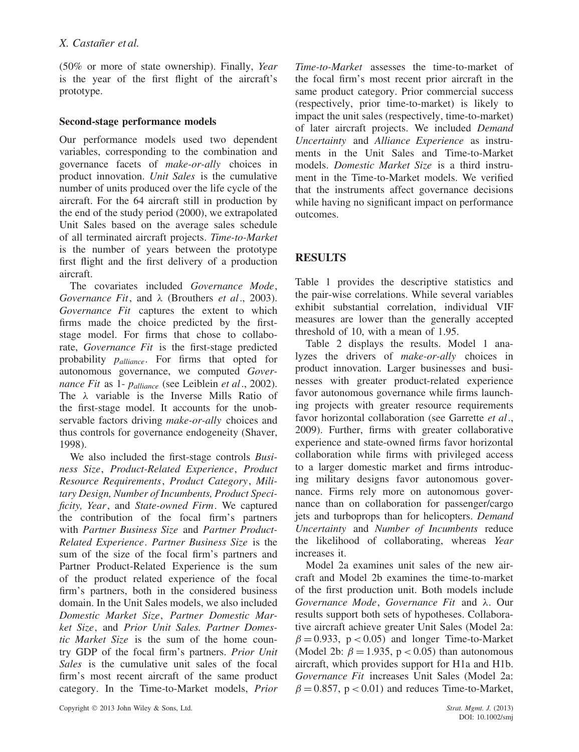(50% or more of state ownership). Finally, *Year* is the year of the first flight of the aircraft's prototype.

### Second-stage performance models

Our performance models used two dependent variables, corresponding to the combination and governance facets of *make-or-ally* choices in product innovation. *Unit Sales* is the cumulative number of units produced over the life cycle of the aircraft. For the 64 aircraft still in production by the end of the study period (2000), we extrapolated Unit Sales based on the average sales schedule of all terminated aircraft projects. *Time-to-Market* is the number of years between the prototype first flight and the first delivery of a production aircraft.

The covariates included *Governance Mode*, *Governance Fit*, and λ (Brouthers *et al*., 2003). *Governance Fit* captures the extent to which firms made the choice predicted by the first-stage model. For firms that chose to collaborate, *Governance Fit* is the first-stage predicted probability $p_{alliance}$. For firms that opted for autonomous governance, we computed *Governance Fit* as 1- $p_{alliance}$ (see Leiblein *et al*., 2002). The λ variable is the Inverse Mills Ratio of the first-stage model. It accounts for the unobservable factors driving *make-or-ally* choices and thus controls for governance endogeneity (Shaver, 1998).

We also included the first-stage controls *Business Size*, *Product-Related Experience*, *Product Resource Requirements*, *Product Category*, *Military Design, Number of Incumbents, Product Specificity, Year*, and *State-owned Firm*. We captured the contribution of the focal firm's partners with *Partner Business Size* and *Partner Product-Related Experience*. *Partner Business Size* is the sum of the size of the focal firm's partners and Partner Product-Related Experience is the sum of the product related experience of the focal firm's partners, both in the considered business domain. In the Unit Sales models, we also included *Domestic Market Size*, *Partner Domestic Market Size*, and *Prior Unit Sales. Partner Domestic Market Size* is the sum of the home country GDP of the focal firm's partners. *Prior Unit Sales* is the cumulative unit sales of the focal firm's most recent aircraft of the same product category. In the Time-to-Market models, *Prior Time-to-Market* assesses the time-to-market of the focal firm's most recent prior aircraft in the same product category. Prior commercial success (respectively, prior time-to-market) is likely to impact the unit sales (respectively, time-to-market) of later aircraft projects. We included *Demand Uncertainty* and *Alliance Experience* as instruments in the Unit Sales and Time-to-Market models. *Domestic Market Size* is a third instrument in the Time-to-Market models. We verified that the instruments affect governance decisions while having no significant impact on performance outcomes.

## RESULTS

Table 1 provides the descriptive statistics and the pair-wise correlations. While several variables exhibit substantial correlation, individual VIF measures are lower than the generally accepted threshold of 10, with a mean of 1.95.

Table 2 displays the results. Model 1 analyzes the drivers of *make-or-ally* choices in product innovation. Larger businesses and businesses with greater product-related experience favor autonomous governance while firms launching projects with greater resource requirements favor horizontal collaboration (see Garrette *et al*., 2009). Further, firms with greater collaborative experience and state-owned firms favor horizontal collaboration while firms with privileged access to a larger domestic market and firms introducing military designs favor autonomous governance. Firms rely more on autonomous governance than on collaboration for passenger/cargo jets and turboprops than for helicopters. *Demand Uncertainty* and *Number of Incumbents* reduce the likelihood of collaborating, whereas *Year* increases it.

Model 2a examines unit sales of the new aircraft and Model 2b examines the time-to-market of the first production unit. Both models include *Governance Mode*, *Governance Fit* and λ. Our results support both sets of hypotheses. Collaborative aircraft achieve greater Unit Sales (Model 2a: $\beta = 0.933$, $p < 0.05$) and longer Time-to-Market (Model 2b: $\beta = 1.935$, $p < 0.05$) than autonomous aircraft, which provides support for H1a and H1b. *Governance Fit* increases Unit Sales (Model 2a: $\beta = 0.857$, $p < 0.01$) and reduces Time-to-Market,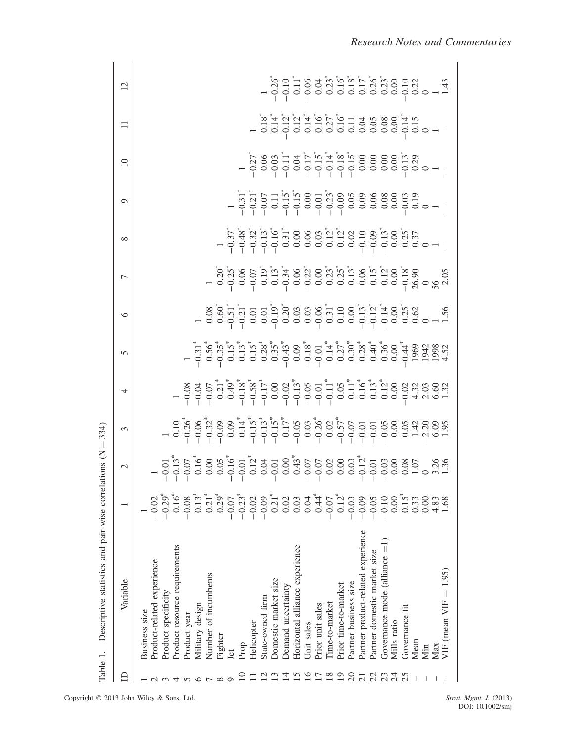Table 1. Descriptive statistics and pair-wise correlations (N = 334)

| ID | Variable | 1 | 2 | 3 | 4 | 5 | 6 | 7 | 8 | 9 | 10 | 11 | 12 |
|---|---|---|---|---|---|---|---|---|---|---|---|---|---|
| 1 | Business size | 1 | | | | | | | | | | | |
| 2 | Product-related experience | −0.02 | 1 | | | | | | | | | | |
| 3 | Product specificity | −0.29* | −0.01 | 1 | | | | | | | | | |
| 4 | Product resource requirements | 0.16* | −0.13* | 0.10 | 1 | | | | | | | | |
| 5 | Product year | −0.08 | −0.07 | −0.26* | −0.08 | 1 | | | | | | | |
| 6 | Military design | 0.13* | 0.16* | −0.06* | −0.04 | −0.31* | 1 | | | | | | |
| 7 | Number of incumbents | 0.21* | 0.00 | −0.32* | −0.07 | 0.56* | 0.08 | 1 | | | | | |
| 8 | Fighter | 0.29* | 0.05 | −0.09 | 0.21* | −0.35* | 0.60* | 0.20* | 1 | | | | |
| 9 | Jet | −0.07 | −0.16* | 0.09 | 0.49* | 0.15* | −0.51* | −0.25* | −0.37* | 1 | | | |
| 10 | Prop | −0.23* | −0.01 | 0.14* | −0.18* | 0.13* | −0.21* | 0.06 | −0.48* | −0.31* | 1 | | |
| 11 | Helicopter | −0.02 | 0.12* | −0.15* | −0.58* | 0.15* | 0.01 | −0.07 | −0.32* | −0.21* | −0.27* | 1 | |
| 12 | State-owned firm | −0.09 | 0.04 | −0.13* | −0.17* | 0.28* | 0.01 | 0.19* | −0.13* | −0.07 | 0.06 | 0.18* | 1 |
| 13 | Domestic market size | 0.21* | −0.01 | −0.15* | 0.00 | 0.35* | −0.19* | 0.13* | −0.16* | 0.11 | −0.03 | 0.14* | −0.26* |
| 14 | Demand uncertainty | 0.02 | 0.00 | 0.17* | −0.02 | −0.43* | 0.20* | −0.34* | 0.31* | −0.15* | −0.11* | −0.12* | −0.10 |
| 15 | Horizontal alliance experience | 0.03 | 0.43* | −0.05 | −0.13* | 0.09 | 0.03 | 0.06 | 0.00 | −0.15* | 0.04 | 0.12* | 0.11* |
| 16 | Unit sales | 0.04 | −0.07 | 0.03 | −0.05 | −0.18* | 0.03 | −0.22* | 0.06 | 0.00 | −0.17* | 0.14* | −0.06 |
| 17 | Prior unit sales | 0.44* | −0.07 | −0.26* | −0.01 | −0.01 | −0.06 | 0.00 | 0.03 | −0.01 | −0.15* | 0.16* | 0.04 |
| 18 | Time-to-market | −0.07 | 0.02 | 0.02 | −0.11* | 0.14* | 0.31* | 0.23* | 0.12* | −0.23* | −0.14* | 0.27* | 0.23* |
| 19 | Prior time-to-market | 0.12* | 0.00 | −0.57* | 0.05 | 0.27* | 0.10 | 0.25* | 0.12* | −0.09 | −0.18* | 0.16* | 0.16* |
| 20 | Partner business size | −0.03 | 0.03 | −0.07 | 0.11* | 0.30* | 0.00 | 0.13* | 0.02 | 0.05 | −0.15* | 0.11 | 0.18* |
| 21 | Partner product-related experience | −0.09 | −0.12* | −0.01 | 0.16* | 0.28* | −0.13* | 0.06 | −0.10 | 0.09 | 0.00 | 0.04 | 0.17* |
| 22 | Partner domestic market size | −0.05 | −0.01 | −0.01 | 0.13* | 0.40* | −0.12* | 0.15* | −0.09 | 0.06 | 0.00 | 0.05 | 0.26* |
| 23 | Governance mode (alliance =1) | −0.10 | −0.03 | −0.05 | 0.12* | 0.36* | −0.14* | 0.12* | −0.13* | 0.08 | 0.00 | 0.08 | 0.23* |
| 24 | Mills ratio | 0.00 | 0.00 | 0.00 | 0.00 | 0.00 | 0.00 | 0.00 | 0.00 | 0.00 | 0.00 | 0.00 | 0.00 |
| 25 | Governance fit | 0.15* | 0.08 | 0.05 | −0.02 | −0.44* | 0.25* | −0.18* | 0.25* | −0.03 | −0.13* | −0.14* | −0.10 |
| – | Mean | 0.33 | 1.07 | 1.42 | 4.32 | 1969 | 0.62 | 26.90 | 0.37 | 0.19 | 0.29 | 0.15 | 0.22 |
| – | Min | 0.00 | 0 | −2.20 | 2.03 | 1942 | 0 | 0 | 0 | 0 | 0 | 0 | 0 |
| – | Max | 4.83 | 3.26 | 6.09 | 6.60 | 1998 | 1 | 56 | 1 | 1 | 1 | 1 | 1 |
| – | VIF (mean VIF = 1.95) | 1.68 | 1.36 | 1.95 | 1.32 | 4.52 | 1.56 | 2.05 | — | — | — | — | 1.43 |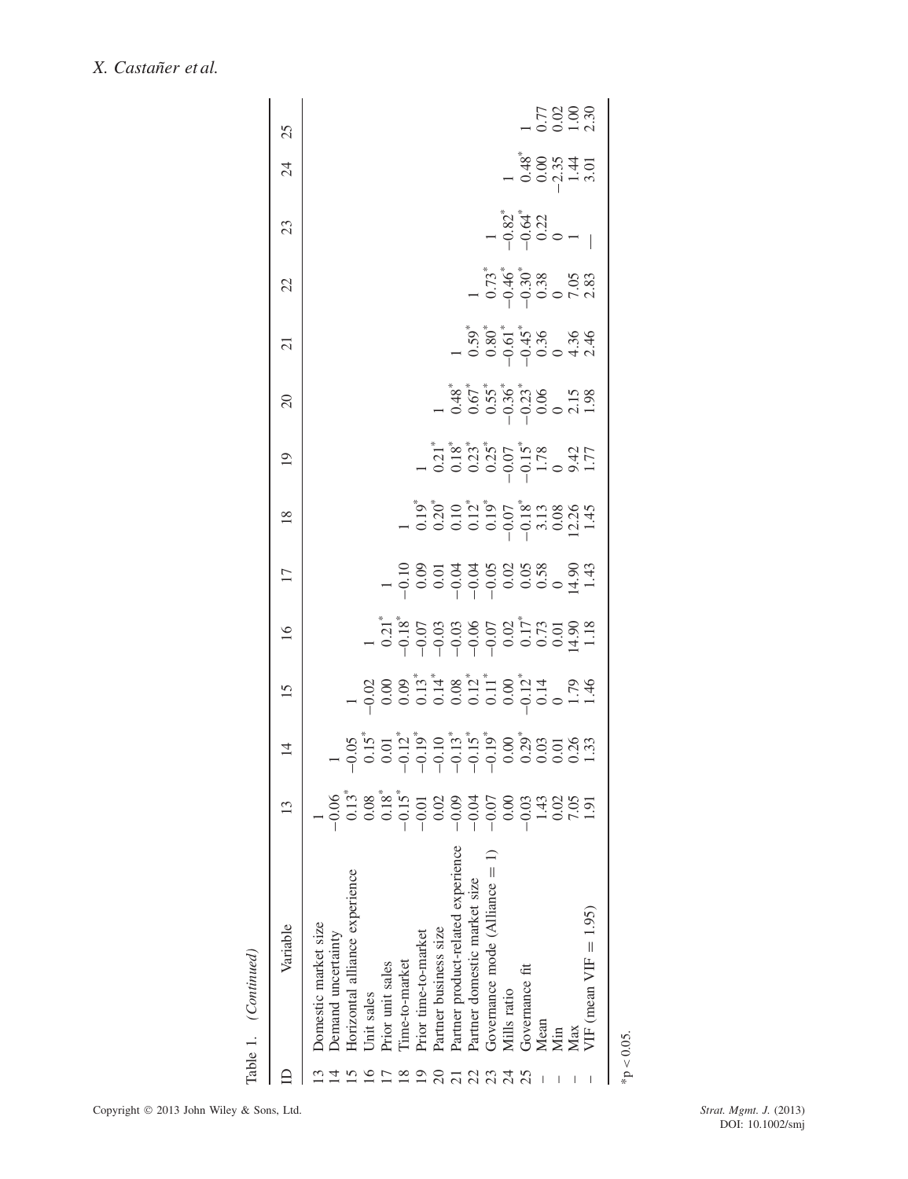Table 1. (*Continued*)

| ID | Variable | 13 | 14 | 15 | 16 | 17 | 18 | 19 | 20 | 21 | 22 | 23 | 24 | 25 |
|---|---|---|---|---|---|---|---|---|---|---|---|---|---|---|
| 13 | Domestic market size | 1 | | | | | | | | | | | | |
| 14 | Demand uncertainty | −0.06 | 1 | | | | | | | | | | | |
| 15 | Horizontal alliance experience | 0.13* | −0.05 | 1 | | | | | | | | | | |
| 16 | Unit sales | 0.08 | 0.15* | −0.02 | 1 | | | | | | | | | |
| 17 | Prior unit sales | 0.18* | 0.01 | 0.00 | 0.21* | 1 | | | | | | | | |
| 18 | Time-to-market | −0.15* | −0.12* | 0.09 | −0.18* | −0.10 | 1 | | | | | | | |
| 19 | Prior time-to-market | −0.01 | −0.19* | 0.13* | −0.07 | 0.09 | 0.19* | 1 | | | | | | |
| 20 | Partner business size | 0.02 | −0.10 | 0.14* | −0.03 | 0.01 | 0.20* | 0.21* | 1 | | | | | |
| 21 | Partner product-related experience | −0.09 | −0.13* | 0.08 | −0.03 | −0.04 | 0.10 | 0.18* | 0.48* | 1 | | | | |
| 22 | Partner domestic market size | −0.04 | −0.15* | 0.12* | −0.06 | −0.04 | 0.12* | 0.23* | 0.67* | 0.59* | 1 | | | |
| 23 | Governance mode (Alliance = 1) | −0.07 | −0.19* | 0.11* | −0.07 | −0.05 | 0.19* | 0.25* | 0.55* | 0.80* | 0.73* | 1 | | |
| 24 | Mills ratio | 0.00 | 0.00* | 0.00 | 0.02 | 0.02 | −0.07 | −0.07 | −0.36* | −0.61* | −0.46* | −0.82* | 1 | |
| 25 | Governance fit | −0.03 | 0.29* | −0.12* | 0.17* | 0.05 | −0.18* | −0.15* | −0.23* | −0.45* | −0.30* | −0.64* | 0.48* | 1 |
| – | Mean | 1.43 | 0.03 | 0.14 | 0.73 | 0.58 | 3.13 | 1.78 | 0.06 | 0.36 | 0.38 | 0.22 | 0.00 | 0.77 |
| – | Min | 0.02 | 0.01 | 0 | 0.01 | 0 | 0.08 | 0 | 0 | 0 | 0 | 0 | −2.35 | 0.02 |
| – | Max | 7.05 | 0.26 | 1.79 | 14.90 | 14.90 | 12.26 | 9.42 | 2.15 | 4.36 | 7.05 | 1 | 1.44 | 1.00 |
| – | VIF (mean VIF = 1.95) | 1.91 | 1.33 | 1.46 | 1.18 | 1.43 | 1.45 | 1.77 | 1.98 | 2.46 | 2.83 | — | 3.01 | 2.30 |

*p < 0.05.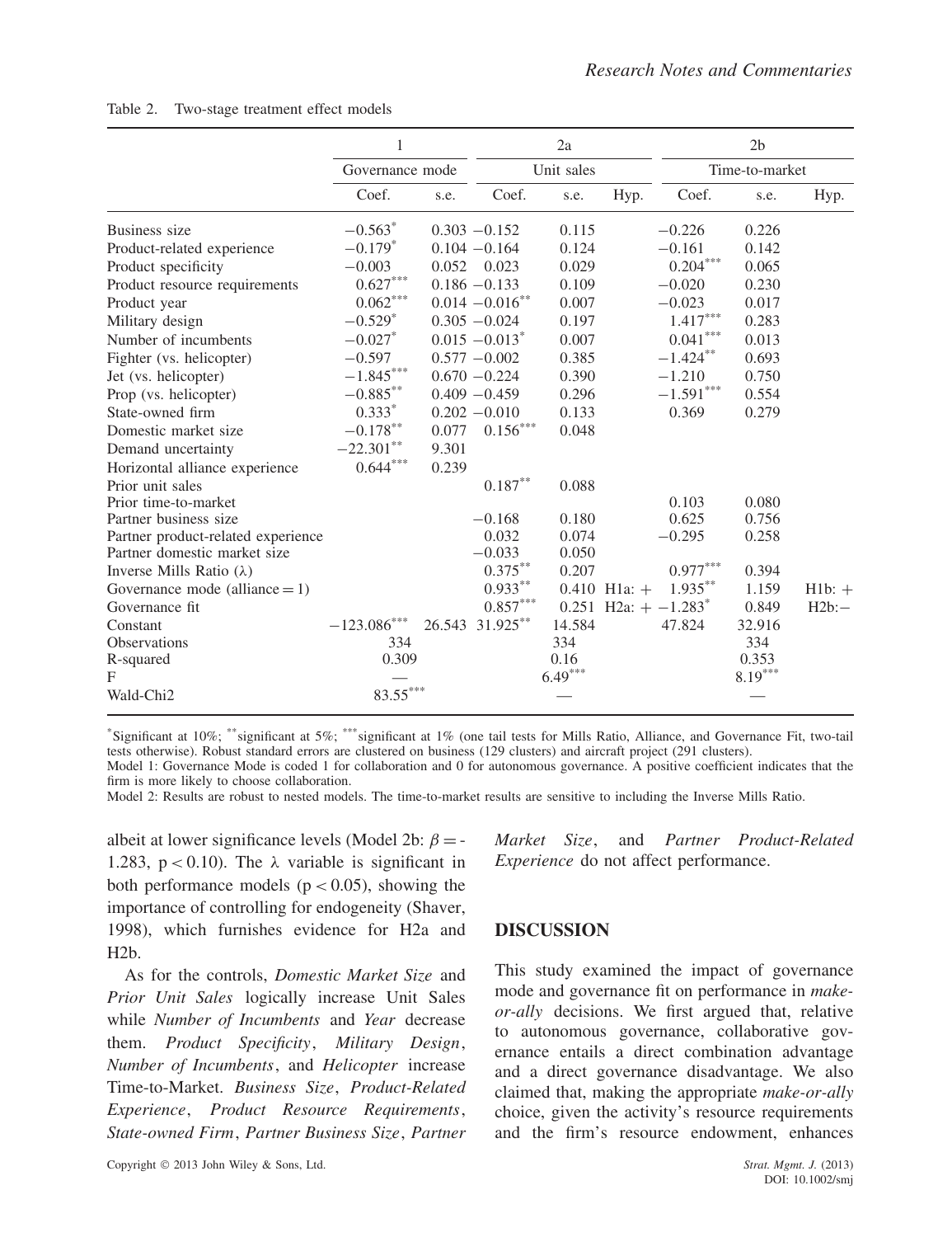Table 2. Two-stage treatment effect models

| | 1 | | 2a | | | 2b | | |
|---|---|---|---|---|---|---|---|---|
| | Governance mode | | Unit sales | | | Time-to-market | | |
| | Coef. | s.e. | Coef. | s.e. | Hyp. | Coef. | s.e. | Hyp. |
| Business size | −0.563* | 0.303 | −0.152 | 0.115 | | −0.226 | 0.226 | |
| Product-related experience | −0.179* | 0.104 | −0.164 | 0.124 | | −0.161 | 0.142 | |
| Product specificity | −0.003 | 0.052 | 0.023 | 0.029 | | 0.204*** | 0.065 | |
| Product resource requirements | 0.627*** | 0.186 | −0.133 | 0.109 | | −0.020 | 0.230 | |
| Product year | 0.062*** | 0.014 | −0.016** | 0.007 | | −0.023 | 0.017 | |
| Military design | −0.529* | 0.305 | −0.024 | 0.197 | | 1.417*** | 0.283 | |
| Number of incumbents | −0.027* | 0.015 | −0.013* | 0.007 | | 0.041*** | 0.013 | |
| Fighter (vs. helicopter) | −0.597 | 0.577 | −0.002 | 0.385 | | −1.424** | 0.693 | |
| Jet (vs. helicopter) | −1.845*** | 0.670 | −0.224 | 0.390 | | −1.210 | 0.750 | |
| Prop (vs. helicopter) | −0.885** | 0.409 | −0.459 | 0.296 | | −1.591*** | 0.554 | |
| State-owned firm | 0.333* | 0.202 | −0.010 | 0.133 | | 0.369 | 0.279 | |
| Domestic market size | −0.178** | 0.077 | 0.156*** | 0.048 | | | | |
| Demand uncertainty | −22.301** | 9.301 | | | | | | |
| Horizontal alliance experience | 0.644*** | 0.239 | | | | | | |
| Prior unit sales | | | 0.187** | 0.088 | | | | |
| Prior time-to-market | | | | | | 0.103 | 0.080 | |
| Partner business size | | | −0.168 | 0.180 | | 0.625 | 0.756 | |
| Partner product-related experience | | | 0.032 | 0.074 | | −0.295 | 0.258 | |
| Partner domestic market size | | | −0.033 | 0.050 | | | | |
| Inverse Mills Ratio (λ) | | | 0.375** | 0.207 | | 0.977*** | 0.394 | |
| Governance mode (alliance = 1) | | | 0.933** | 0.410 | H1a: + | 1.935** | 1.159 | H1b: + |
| Governance fit | | | 0.857*** | 0.251 | H2a: + | −1.283* | 0.849 | H2b: − |
| Constant | −123.086*** | 26.543 | 31.925** | 14.584 | | 47.824 | 32.916 | |
| Observations | 334 | | 334 | | | 334 | | |
| R-squared | 0.309 | | 0.16 | | | 0.353 | | |
| F | — | | 6.49*** | | | 8.19*** | | |
| Wald-Chi2 | 83.55*** | | — | | | — | | |

*Significant at 10%; **significant at 5%; ***significant at 1% (one tail tests for Mills Ratio, Alliance, and Governance Fit, two-tail tests otherwise). Robust standard errors are clustered on business (129 clusters) and aircraft project (291 clusters).

Model 1: Governance Mode is coded 1 for collaboration and 0 for autonomous governance. A positive coefficient indicates that the firm is more likely to choose collaboration.

Model 2: Results are robust to nested models. The time-to-market results are sensitive to including the Inverse Mills Ratio.

albeit at lower significance levels (Model 2b: $\beta = -1.283$, $p < 0.10$). The $\lambda$ variable is significant in both performance models ($p < 0.05$), showing the importance of controlling for endogeneity (Shaver, 1998), which furnishes evidence for H2a and H2b.

As for the controls, *Domestic Market Size* and *Prior Unit Sales* logically increase Unit Sales while *Number of Incumbents* and *Year* decrease them. *Product Specificity*, *Military Design*, *Number of Incumbents*, and *Helicopter* increase Time-to-Market. *Business Size*, *Product-Related Experience*, *Product Resource Requirements*, *State-owned Firm*, *Partner Business Size*, *Partner Market Size*, and *Partner Product-Related Experience* do not affect performance.

## DISCUSSION

This study examined the impact of governance mode and governance fit on performance in *make-or-ally* decisions. We first argued that, relative to autonomous governance, collaborative governance entails a direct combination advantage and a direct governance disadvantage. We also claimed that, making the appropriate *make-or-ally* choice, given the activity's resource requirements and the firm's resource endowment, enhances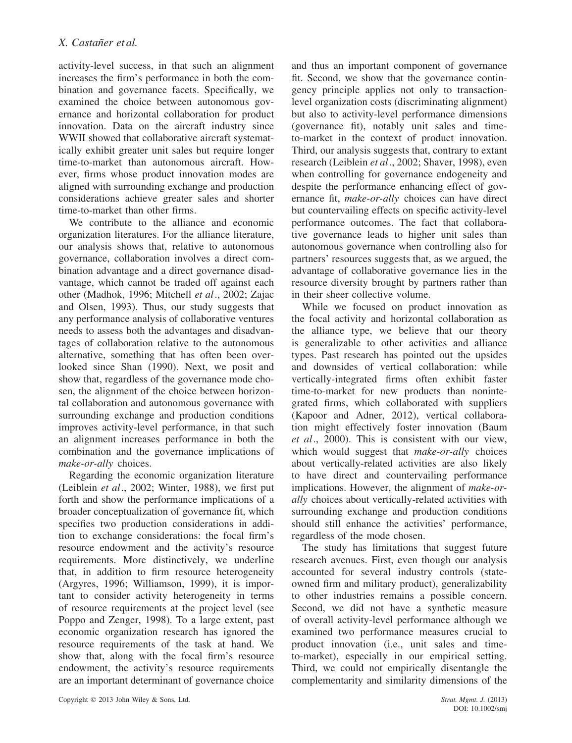activity-level success, in that such an alignment increases the firm's performance in both the combination and governance facets. Specifically, we examined the choice between autonomous governance and horizontal collaboration for product innovation. Data on the aircraft industry since WWII showed that collaborative aircraft systematically exhibit greater unit sales but require longer time-to-market than autonomous aircraft. However, firms whose product innovation modes are aligned with surrounding exchange and production considerations achieve greater sales and shorter time-to-market than other firms.

We contribute to the alliance and economic organization literatures. For the alliance literature, our analysis shows that, relative to autonomous governance, collaboration involves a direct combination advantage and a direct governance disadvantage, which cannot be traded off against each other (Madhok, 1996; Mitchell *et al*., 2002; Zajac and Olsen, 1993). Thus, our study suggests that any performance analysis of collaborative ventures needs to assess both the advantages and disadvantages of collaboration relative to the autonomous alternative, something that has often been overlooked since Shan (1990). Next, we posit and show that, regardless of the governance mode chosen, the alignment of the choice between horizontal collaboration and autonomous governance with surrounding exchange and production conditions improves activity-level performance, in that such an alignment increases performance in both the combination and the governance implications of *make-or-ally* choices.

Regarding the economic organization literature (Leiblein *et al*., 2002; Winter, 1988), we first put forth and show the performance implications of a broader conceptualization of governance fit, which specifies two production considerations in addition to exchange considerations: the focal firm's resource endowment and the activity's resource requirements. More distinctively, we underline that, in addition to firm resource heterogeneity (Argyres, 1996; Williamson, 1999), it is important to consider activity heterogeneity in terms of resource requirements at the project level (see Poppo and Zenger, 1998). To a large extent, past economic organization research has ignored the resource requirements of the task at hand. We show that, along with the focal firm's resource endowment, the activity's resource requirements are an important determinant of governance choice and thus an important component of governance fit. Second, we show that the governance contingency principle applies not only to transaction-level organization costs (discriminating alignment) but also to activity-level performance dimensions (governance fit), notably unit sales and time-to-market in the context of product innovation. Third, our analysis suggests that, contrary to extant research (Leiblein *et al*., 2002; Shaver, 1998), even when controlling for governance endogeneity and despite the performance enhancing effect of governance fit, *make-or-ally* choices can have direct but countervailing effects on specific activity-level performance outcomes. The fact that collaborative governance leads to higher unit sales than autonomous governance when controlling also for partners' resources suggests that, as we argued, the advantage of collaborative governance lies in the resource diversity brought by partners rather than in their sheer collective volume.

While we focused on product innovation as the focal activity and horizontal collaboration as the alliance type, we believe that our theory is generalizable to other activities and alliance types. Past research has pointed out the upsides and downsides of vertical collaboration: while vertically-integrated firms often exhibit faster time-to-market for new products than nonintegrated firms, which collaborated with suppliers (Kapoor and Adner, 2012), vertical collaboration might effectively foster innovation (Baum *et al*., 2000). This is consistent with our view, which would suggest that *make-or-ally* choices about vertically-related activities are also likely to have direct and countervailing performance implications. However, the alignment of *make-or-ally* choices about vertically-related activities with surrounding exchange and production conditions should still enhance the activities' performance, regardless of the mode chosen.

The study has limitations that suggest future research avenues. First, even though our analysis accounted for several industry controls (state-owned firm and military product), generalizability to other industries remains a possible concern. Second, we did not have a synthetic measure of overall activity-level performance although we examined two performance measures crucial to product innovation (i.e., unit sales and time-to-market), especially in our empirical setting. Third, we could not empirically disentangle the complementarity and similarity dimensions of the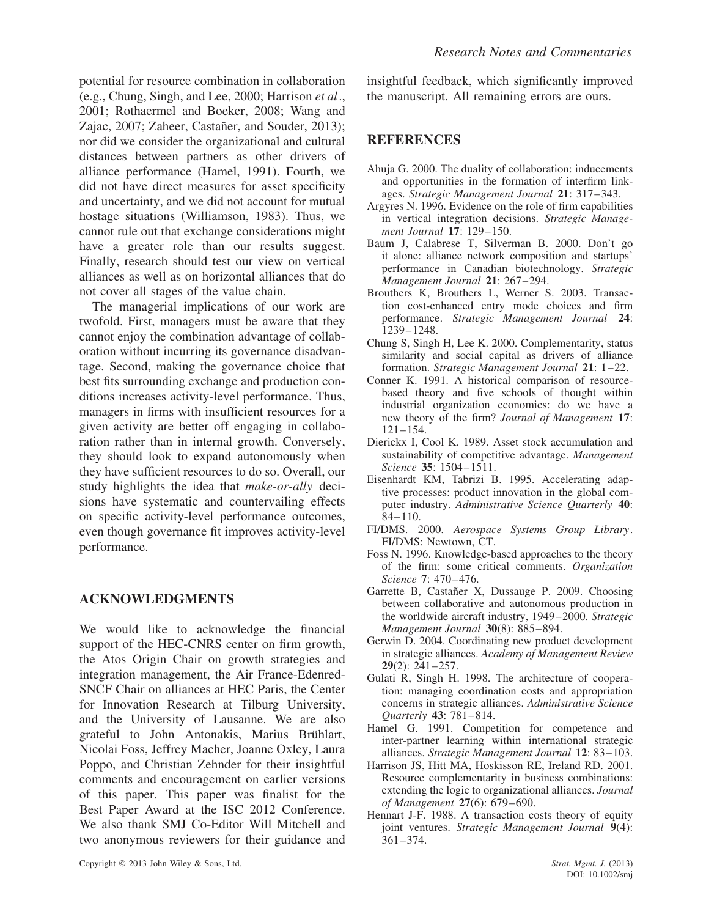potential for resource combination in collaboration (e.g., Chung, Singh, and Lee, 2000; Harrison *et al*., 2001; Rothaermel and Boeker, 2008; Wang and Zajac, 2007; Zaheer, Castañer, and Souder, 2013); nor did we consider the organizational and cultural distances between partners as other drivers of alliance performance (Hamel, 1991). Fourth, we did not have direct measures for asset specificity and uncertainty, and we did not account for mutual hostage situations (Williamson, 1983). Thus, we cannot rule out that exchange considerations might have a greater role than our results suggest. Finally, research should test our view on vertical alliances as well as on horizontal alliances that do not cover all stages of the value chain.

The managerial implications of our work are twofold. First, managers must be aware that they cannot enjoy the combination advantage of collaboration without incurring its governance disadvantage. Second, making the governance choice that best fits surrounding exchange and production conditions increases activity-level performance. Thus, managers in firms with insufficient resources for a given activity are better off engaging in collaboration rather than in internal growth. Conversely, they should look to expand autonomously when they have sufficient resources to do so. Overall, our study highlights the idea that *make-or-ally* decisions have systematic and countervailing effects on specific activity-level performance outcomes, even though governance fit improves activity-level performance.

## ACKNOWLEDGMENTS

We would like to acknowledge the financial support of the HEC-CNRS center on firm growth, the Atos Origin Chair on growth strategies and integration management, the Air France-Edenred-SNCF Chair on alliances at HEC Paris, the Center for Innovation Research at Tilburg University, and the University of Lausanne. We are also grateful to John Antonakis, Marius Brülhart, Nicolai Foss, Jeffrey Macher, Joanne Oxley, Laura Poppo, and Christian Zehnder for their insightful comments and encouragement on earlier versions of this paper. This paper was finalist for the Best Paper Award at the ISC 2012 Conference. We also thank SMJ Co-Editor Will Mitchell and two anonymous reviewers for their guidance and insightful feedback, which significantly improved the manuscript. All remaining errors are ours.

## REFERENCES

Ahuja G. 2000. The duality of collaboration: inducements and opportunities in the formation of interfirm linkages. *Strategic Management Journal* **21**: 317–343.

Argyres N. 1996. Evidence on the role of firm capabilities in vertical integration decisions. *Strategic Management Journal* **17**: 129–150.

Baum J, Calabrese T, Silverman B. 2000. Don't go it alone: alliance network composition and startups' performance in Canadian biotechnology. *Strategic Management Journal* **21**: 267–294.

Brouthers K, Brouthers L, Werner S. 2003. Transaction cost-enhanced entry mode choices and firm performance. *Strategic Management Journal* **24**: 1239–1248.

Chung S, Singh H, Lee K. 2000. Complementarity, status similarity and social capital as drivers of alliance formation. *Strategic Management Journal* **21**: 1–22.

Conner K. 1991. A historical comparison of resource-based theory and five schools of thought within industrial organization economics: do we have a new theory of the firm? *Journal of Management* **17**: 121–154.

Dierickx I, Cool K. 1989. Asset stock accumulation and sustainability of competitive advantage. *Management Science* **35**: 1504–1511.

Eisenhardt KM, Tabrizi B. 1995. Accelerating adaptive processes: product innovation in the global computer industry. *Administrative Science Quarterly* **40**: 84–110.

FI/DMS. 2000. *Aerospace Systems Group Library*. FI/DMS: Newtown, CT.

Foss N. 1996. Knowledge-based approaches to the theory of the firm: some critical comments. *Organization Science* **7**: 470–476.

Garrette B, Castañer X, Dussauge P. 2009. Choosing between collaborative and autonomous production in the worldwide aircraft industry, 1949–2000. *Strategic Management Journal* **30**(8): 885–894.

Gerwin D. 2004. Coordinating new product development in strategic alliances. *Academy of Management Review* **29**(2): 241–257.

Gulati R, Singh H. 1998. The architecture of cooperation: managing coordination costs and appropriation concerns in strategic alliances. *Administrative Science Quarterly* **43**: 781–814.

Hamel G. 1991. Competition for competence and inter-partner learning within international strategic alliances. *Strategic Management Journal* **12**: 83–103.

Harrison JS, Hitt MA, Hoskisson RE, Ireland RD. 2001. Resource complementarity in business combinations: extending the logic to organizational alliances. *Journal of Management* **27**(6): 679–690.

Hennart J-F. 1988. A transaction costs theory of equity joint ventures. *Strategic Management Journal* **9**(4): 361–374.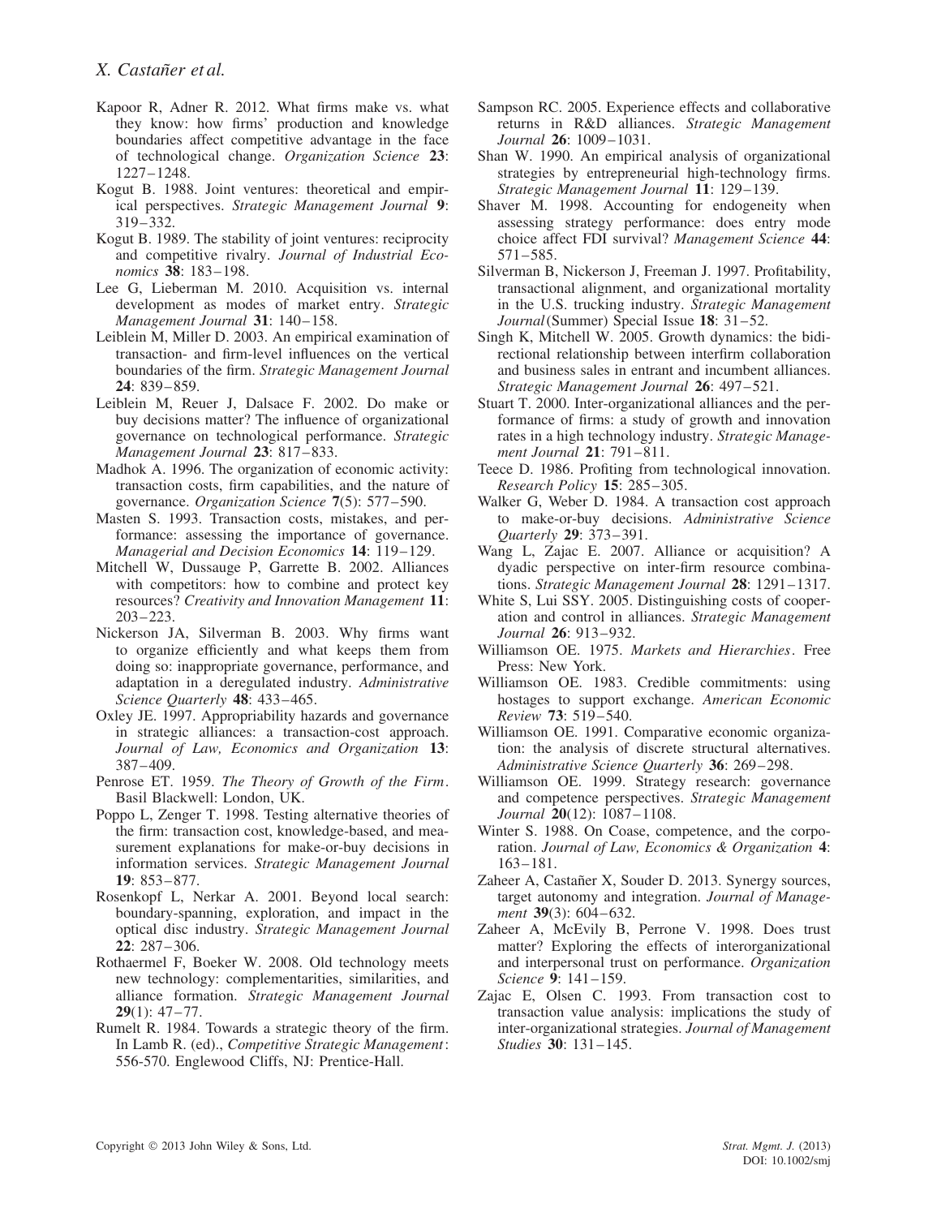Kapoor R, Adner R. 2012. What firms make vs. what they know: how firms' production and knowledge boundaries affect competitive advantage in the face of technological change. *Organization Science* **23**: 1227–1248.

Kogut B. 1988. Joint ventures: theoretical and empirical perspectives. *Strategic Management Journal* **9**: 319–332.

Kogut B. 1989. The stability of joint ventures: reciprocity and competitive rivalry. *Journal of Industrial Economics* **38**: 183–198.

Lee G, Lieberman M. 2010. Acquisition vs. internal development as modes of market entry. *Strategic Management Journal* **31**: 140–158.

Leiblein M, Miller D. 2003. An empirical examination of transaction- and firm-level influences on the vertical boundaries of the firm. *Strategic Management Journal* **24**: 839–859.

Leiblein M, Reuer J, Dalsace F. 2002. Do make or buy decisions matter? The influence of organizational governance on technological performance. *Strategic Management Journal* **23**: 817–833.

Madhok A. 1996. The organization of economic activity: transaction costs, firm capabilities, and the nature of governance. *Organization Science* **7**(5): 577–590.

Masten S. 1993. Transaction costs, mistakes, and performance: assessing the importance of governance. *Managerial and Decision Economics* **14**: 119–129.

Mitchell W, Dussauge P, Garrette B. 2002. Alliances with competitors: how to combine and protect key resources? *Creativity and Innovation Management* **11**: 203–223.

Nickerson JA, Silverman B. 2003. Why firms want to organize efficiently and what keeps them from doing so: inappropriate governance, performance, and adaptation in a deregulated industry. *Administrative Science Quarterly* **48**: 433–465.

Oxley JE. 1997. Appropriability hazards and governance in strategic alliances: a transaction-cost approach. *Journal of Law, Economics and Organization* **13**: 387–409.

Penrose ET. 1959. *The Theory of Growth of the Firm*. Basil Blackwell: London, UK.

Poppo L, Zenger T. 1998. Testing alternative theories of the firm: transaction cost, knowledge-based, and measurement explanations for make-or-buy decisions in information services. *Strategic Management Journal* **19**: 853–877.

Rosenkopf L, Nerkar A. 2001. Beyond local search: boundary-spanning, exploration, and impact in the optical disc industry. *Strategic Management Journal* **22**: 287–306.

Rothaermel F, Boeker W. 2008. Old technology meets new technology: complementarities, similarities, and alliance formation. *Strategic Management Journal* **29**(1): 47–77.

Rumelt R. 1984. Towards a strategic theory of the firm. In Lamb R. (ed)., *Competitive Strategic Management*: 556-570. Englewood Cliffs, NJ: Prentice-Hall.

Sampson RC. 2005. Experience effects and collaborative returns in R&D alliances. *Strategic Management Journal* **26**: 1009–1031.

Shan W. 1990. An empirical analysis of organizational strategies by entrepreneurial high-technology firms. *Strategic Management Journal* **11**: 129–139.

Shaver M. 1998. Accounting for endogeneity when assessing strategy performance: does entry mode choice affect FDI survival? *Management Science* **44**: 571–585.

Silverman B, Nickerson J, Freeman J. 1997. Profitability, transactional alignment, and organizational mortality in the U.S. trucking industry. *Strategic Management Journal* (Summer) Special Issue **18**: 31–52.

Singh K, Mitchell W. 2005. Growth dynamics: the bidirectional relationship between interfirm collaboration and business sales in entrant and incumbent alliances. *Strategic Management Journal* **26**: 497–521.

Stuart T. 2000. Inter-organizational alliances and the performance of firms: a study of growth and innovation rates in a high technology industry. *Strategic Management Journal* **21**: 791–811.

Teece D. 1986. Profiting from technological innovation. *Research Policy* **15**: 285–305.

Walker G, Weber D. 1984. A transaction cost approach to make-or-buy decisions. *Administrative Science Quarterly* **29**: 373–391.

Wang L, Zajac E. 2007. Alliance or acquisition? A dyadic perspective on inter-firm resource combinations. *Strategic Management Journal* **28**: 1291–1317.

White S, Lui SSY. 2005. Distinguishing costs of cooperation and control in alliances. *Strategic Management Journal* **26**: 913–932.

Williamson OE. 1975. *Markets and Hierarchies*. Free Press: New York.

Williamson OE. 1983. Credible commitments: using hostages to support exchange. *American Economic Review* **73**: 519–540.

Williamson OE. 1991. Comparative economic organization: the analysis of discrete structural alternatives. *Administrative Science Quarterly* **36**: 269–298.

Williamson OE. 1999. Strategy research: governance and competence perspectives. *Strategic Management Journal* **20**(12): 1087–1108.

Winter S. 1988. On Coase, competence, and the corporation. *Journal of Law, Economics & Organization* **4**: 163–181.

Zaheer A, Castañer X, Souder D. 2013. Synergy sources, target autonomy and integration. *Journal of Management* **39**(3): 604–632.

Zaheer A, McEvily B, Perrone V. 1998. Does trust matter? Exploring the effects of interorganizational and interpersonal trust on performance. *Organization Science* **9**: 141–159.

Zajac E, Olsen C. 1993. From transaction cost to transaction value analysis: implications the study of inter-organizational strategies. *Journal of Management Studies* **30**: 131–145.